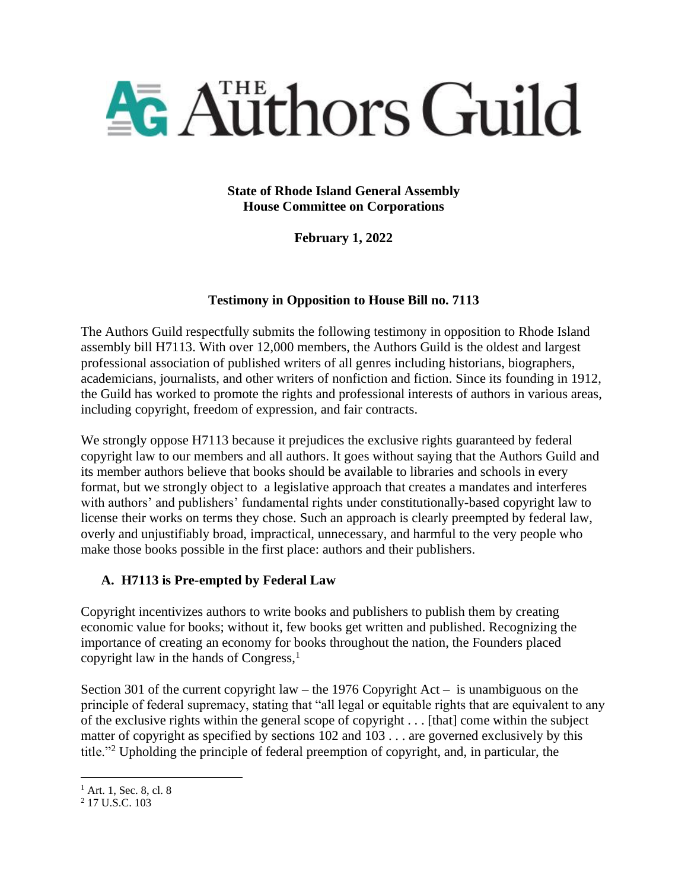# THE Authors Guild

**State of Rhode Island General Assembly**
**House Committee on Corporations**

**February 1, 2022**

## Testimony in Opposition to House Bill no. 7113

The Authors Guild respectfully submits the following testimony in opposition to Rhode Island assembly bill H7113. With over 12,000 members, the Authors Guild is the oldest and largest professional association of published writers of all genres including historians, biographers, academicians, journalists, and other writers of nonfiction and fiction. Since its founding in 1912, the Guild has worked to promote the rights and professional interests of authors in various areas, including copyright, freedom of expression, and fair contracts.

We strongly oppose H7113 because it prejudices the exclusive rights guaranteed by federal copyright law to our members and all authors. It goes without saying that the Authors Guild and its member authors believe that books should be available to libraries and schools in every format, but we strongly object to a legislative approach that creates a mandates and interferes with authors' and publishers' fundamental rights under constitutionally-based copyright law to license their works on terms they chose. Such an approach is clearly preempted by federal law, overly and unjustifiably broad, impractical, unnecessary, and harmful to the very people who make those books possible in the first place: authors and their publishers.

### A. H7113 is Pre-empted by Federal Law

Copyright incentivizes authors to write books and publishers to publish them by creating economic value for books; without it, few books get written and published. Recognizing the importance of creating an economy for books throughout the nation, the Founders placed copyright law in the hands of Congress,[1]

Section 301 of the current copyright law – the 1976 Copyright Act – is unambiguous on the principle of federal supremacy, stating that "all legal or equitable rights that are equivalent to any of the exclusive rights within the general scope of copyright . . . [that] come within the subject matter of copyright as specified by sections 102 and 103 . . . are governed exclusively by this title."[2] Upholding the principle of federal preemption of copyright, and, in particular, the

---

[1] Art. 1, Sec. 8, cl. 8

[2] 17 U.S.C. 103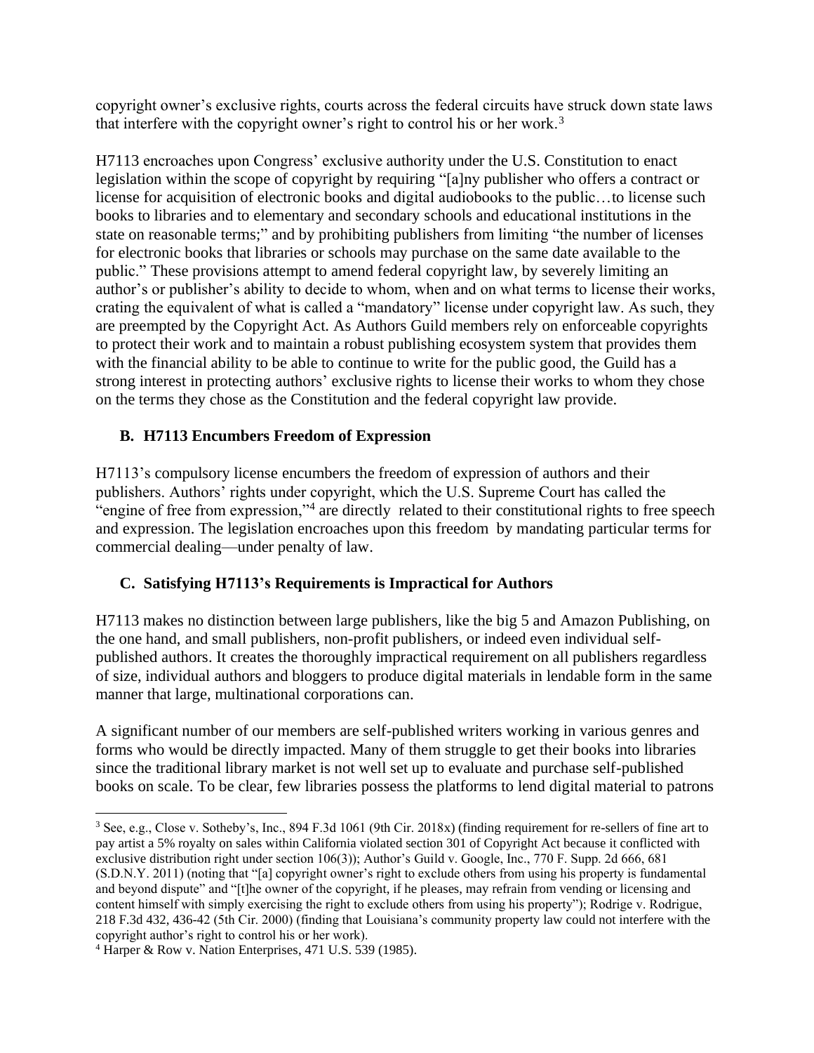copyright owner's exclusive rights, courts across the federal circuits have struck down state laws that interfere with the copyright owner's right to control his or her work.[3]

H7113 encroaches upon Congress' exclusive authority under the U.S. Constitution to enact legislation within the scope of copyright by requiring "[a]ny publisher who offers a contract or license for acquisition of electronic books and digital audiobooks to the public…to license such books to libraries and to elementary and secondary schools and educational institutions in the state on reasonable terms;" and by prohibiting publishers from limiting "the number of licenses for electronic books that libraries or schools may purchase on the same date available to the public." These provisions attempt to amend federal copyright law, by severely limiting an author's or publisher's ability to decide to whom, when and on what terms to license their works, crating the equivalent of what is called a "mandatory" license under copyright law. As such, they are preempted by the Copyright Act. As Authors Guild members rely on enforceable copyrights to protect their work and to maintain a robust publishing ecosystem system that provides them with the financial ability to be able to continue to write for the public good, the Guild has a strong interest in protecting authors' exclusive rights to license their works to whom they chose on the terms they chose as the Constitution and the federal copyright law provide.

### B. H7113 Encumbers Freedom of Expression

H7113's compulsory license encumbers the freedom of expression of authors and their publishers. Authors' rights under copyright, which the U.S. Supreme Court has called the "engine of free from expression,"[4] are directly related to their constitutional rights to free speech and expression. The legislation encroaches upon this freedom by mandating particular terms for commercial dealing—under penalty of law.

### C. Satisfying H7113's Requirements is Impractical for Authors

H7113 makes no distinction between large publishers, like the big 5 and Amazon Publishing, on the one hand, and small publishers, non-profit publishers, or indeed even individual self-published authors. It creates the thoroughly impractical requirement on all publishers regardless of size, individual authors and bloggers to produce digital materials in lendable form in the same manner that large, multinational corporations can.

A significant number of our members are self-published writers working in various genres and forms who would be directly impacted. Many of them struggle to get their books into libraries since the traditional library market is not well set up to evaluate and purchase self-published books on scale. To be clear, few libraries possess the platforms to lend digital material to patrons

---

[3] See, e.g., Close v. Sotheby's, Inc., 894 F.3d 1061 (9th Cir. 2018x) (finding requirement for re-sellers of fine art to pay artist a 5% royalty on sales within California violated section 301 of Copyright Act because it conflicted with exclusive distribution right under section 106(3)); Author's Guild v. Google, Inc., 770 F. Supp. 2d 666, 681 (S.D.N.Y. 2011) (noting that "[a] copyright owner's right to exclude others from using his property is fundamental and beyond dispute" and "[t]he owner of the copyright, if he pleases, may refrain from vending or licensing and content himself with simply exercising the right to exclude others from using his property"); Rodrige v. Rodrigue, 218 F.3d 432, 436-42 (5th Cir. 2000) (finding that Louisiana's community property law could not interfere with the copyright author's right to control his or her work).

[4] Harper & Row v. Nation Enterprises, 471 U.S. 539 (1985).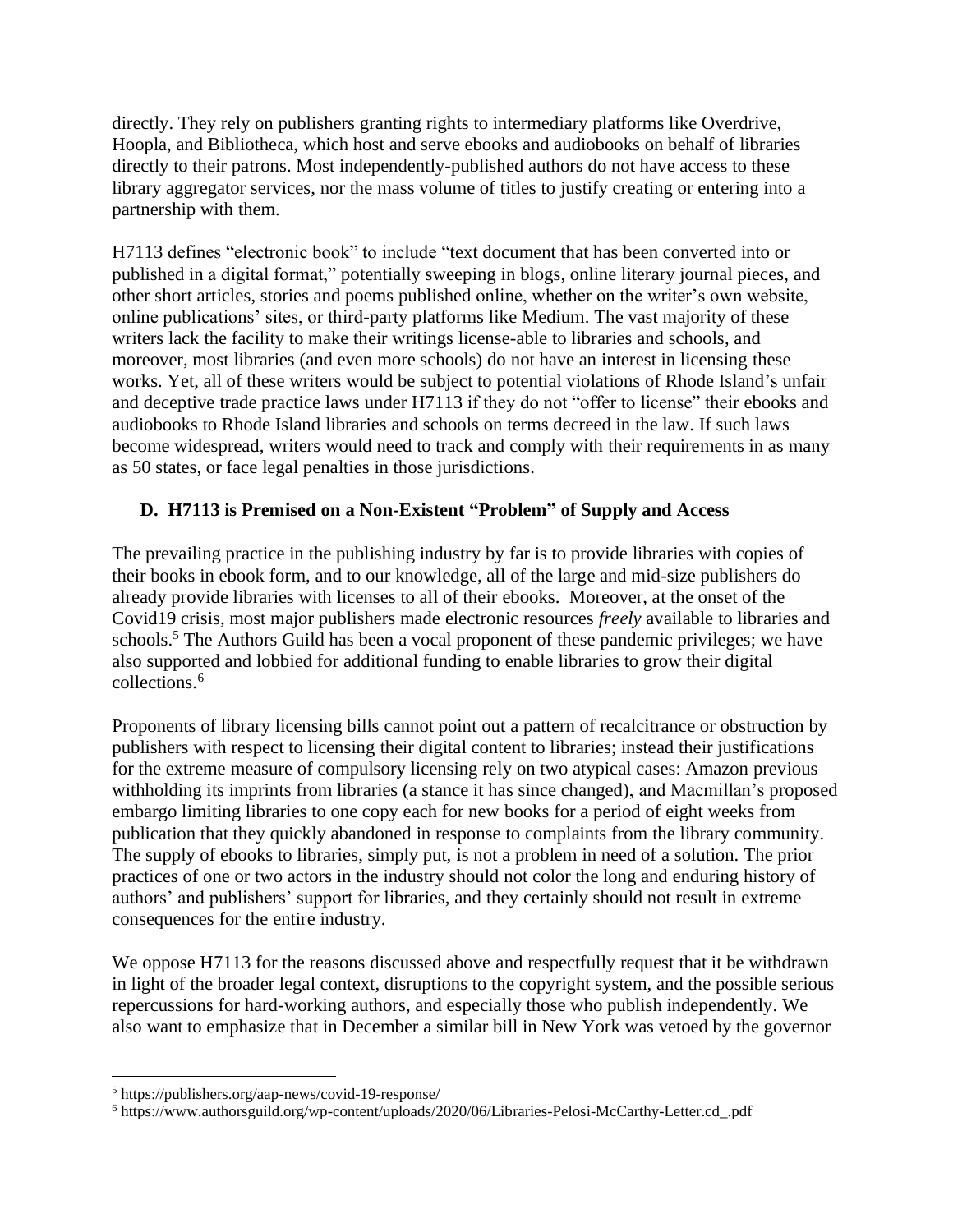directly. They rely on publishers granting rights to intermediary platforms like Overdrive, Hoopla, and Bibliotheca, which host and serve ebooks and audiobooks on behalf of libraries directly to their patrons. Most independently-published authors do not have access to these library aggregator services, nor the mass volume of titles to justify creating or entering into a partnership with them.

H7113 defines "electronic book" to include "text document that has been converted into or published in a digital format," potentially sweeping in blogs, online literary journal pieces, and other short articles, stories and poems published online, whether on the writer's own website, online publications' sites, or third-party platforms like Medium. The vast majority of these writers lack the facility to make their writings license-able to libraries and schools, and moreover, most libraries (and even more schools) do not have an interest in licensing these works. Yet, all of these writers would be subject to potential violations of Rhode Island's unfair and deceptive trade practice laws under H7113 if they do not "offer to license" their ebooks and audiobooks to Rhode Island libraries and schools on terms decreed in the law. If such laws become widespread, writers would need to track and comply with their requirements in as many as 50 states, or face legal penalties in those jurisdictions.

### D. H7113 is Premised on a Non-Existent "Problem" of Supply and Access

The prevailing practice in the publishing industry by far is to provide libraries with copies of their books in ebook form, and to our knowledge, all of the large and mid-size publishers do already provide libraries with licenses to all of their ebooks. Moreover, at the onset of the Covid19 crisis, most major publishers made electronic resources *freely* available to libraries and schools.[5] The Authors Guild has been a vocal proponent of these pandemic privileges; we have also supported and lobbied for additional funding to enable libraries to grow their digital collections.[6]

Proponents of library licensing bills cannot point out a pattern of recalcitrance or obstruction by publishers with respect to licensing their digital content to libraries; instead their justifications for the extreme measure of compulsory licensing rely on two atypical cases: Amazon previous withholding its imprints from libraries (a stance it has since changed), and Macmillan's proposed embargo limiting libraries to one copy each for new books for a period of eight weeks from publication that they quickly abandoned in response to complaints from the library community. The supply of ebooks to libraries, simply put, is not a problem in need of a solution. The prior practices of one or two actors in the industry should not color the long and enduring history of authors' and publishers' support for libraries, and they certainly should not result in extreme consequences for the entire industry.

We oppose H7113 for the reasons discussed above and respectfully request that it be withdrawn in light of the broader legal context, disruptions to the copyright system, and the possible serious repercussions for hard-working authors, and especially those who publish independently. We also want to emphasize that in December a similar bill in New York was vetoed by the governor

---

[5] https://publishers.org/aap-news/covid-19-response/

[6] https://www.authorsguild.org/wp-content/uploads/2020/06/Libraries-Pelosi-McCarthy-Letter.cd_.pdf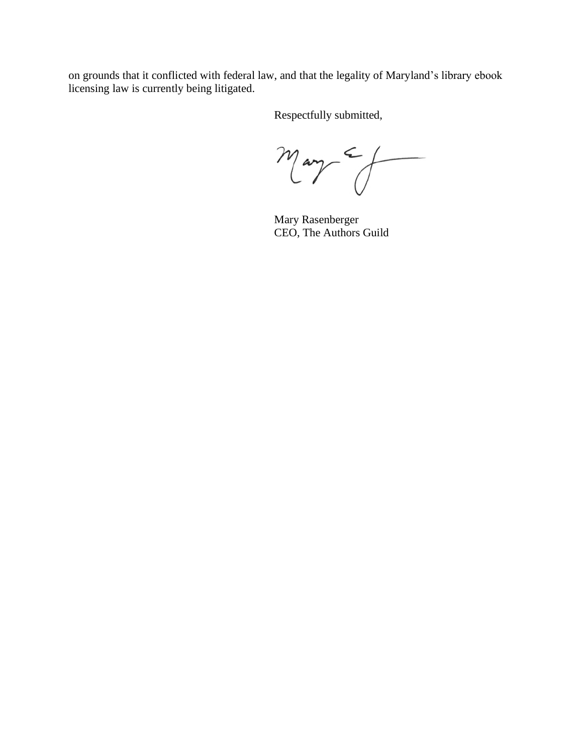on grounds that it conflicted with federal law, and that the legality of Maryland's library ebook licensing law is currently being litigated.

Respectfully submitted,

Mary Rasenberger
CEO, The Authors Guild